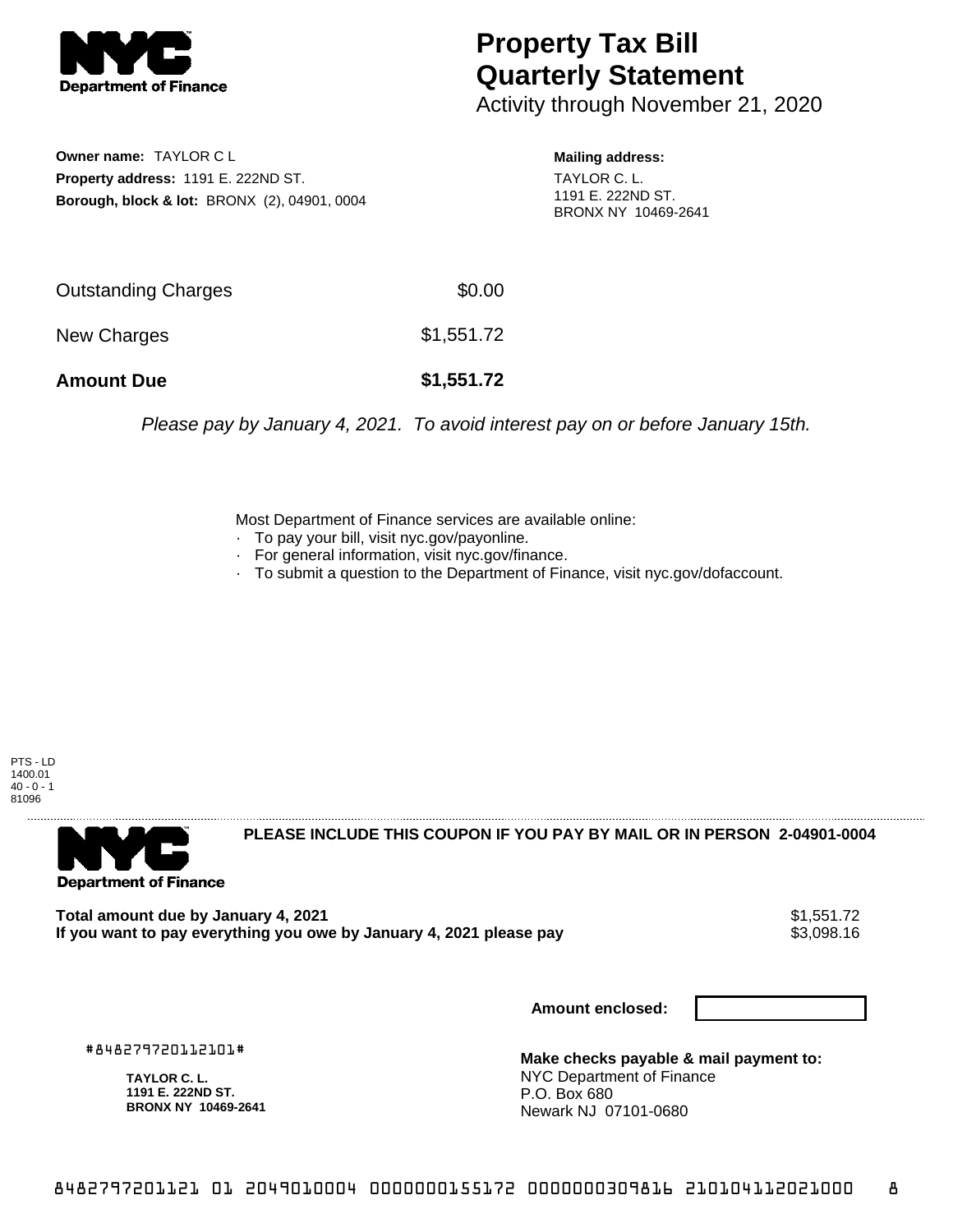# Property Tax Bill Quarterly Statement

Activity through November 21, 2020

**Owner name:** TAYLOR C L
**Property address:** 1191 E. 222ND ST.
**Borough, block & lot:** BRONX (2), 04901, 0004

**Mailing address:**
TAYLOR C. L.
1191 E. 222ND ST.
BRONX NY 10469-2641

| | |
|---|---|
| Outstanding Charges | $0.00 |
| New Charges | $1,551.72 |
| **Amount Due** | **$1,551.72** |

*Please pay by January 4, 2021. To avoid interest pay on or before January 15th.*

Most Department of Finance services are available online:
- To pay your bill, visit nyc.gov/payonline.
- For general information, visit nyc.gov/finance.
- To submit a question to the Department of Finance, visit nyc.gov/dofaccount.

PTS - LD
1400.01
40 - 0 - 1
81096

**PLEASE INCLUDE THIS COUPON IF YOU PAY BY MAIL OR IN PERSON 2-04901-0004**

| | |
|---|---|
| **Total amount due by January 4, 2021** | $1,551.72 |
| **If you want to pay everything you owe by January 4, 2021 please pay** | $3,098.16 |

**Amount enclosed:**

#848279720112101#

**TAYLOR C. L.**
**1191 E. 222ND ST.**
**BRONX NY 10469-2641**

**Make checks payable & mail payment to:**
NYC Department of Finance
P.O. Box 680
Newark NJ 07101-0680

8482797201121 01 2049010004 0000000155172 0000000309816 210104112021000 8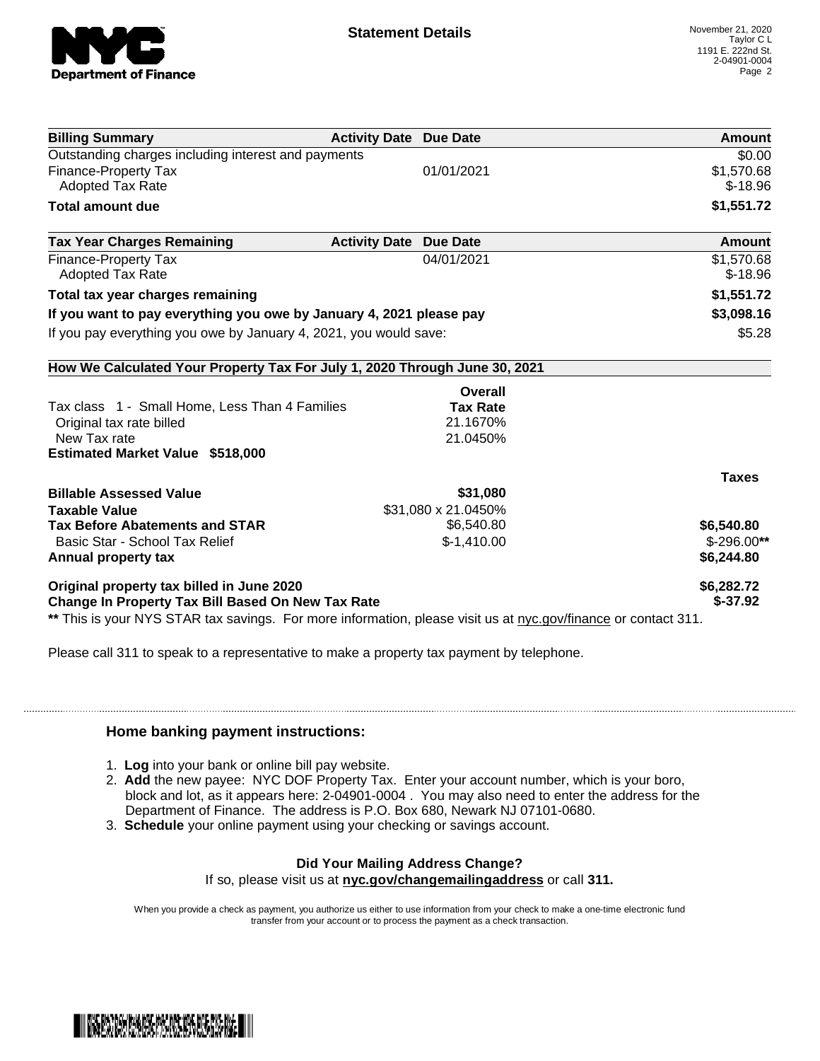**Statement Details**

November 21, 2020
Taylor C L
1191 E. 222nd St.
2-04901-0004

| Billing Summary | Activity Date | Due Date | Amount |
|---|---|---|---|
| Outstanding charges including interest and payments | | | $0.00 |
| Finance-Property Tax | | 01/01/2021 | $1,570.68 |
| Adopted Tax Rate | | | $-18.96 |
| **Total amount due** | | | **$1,551.72** |

| Tax Year Charges Remaining | Activity Date | Due Date | Amount |
|---|---|---|---|
| Finance-Property Tax | | 04/01/2021 | $1,570.68 |
| Adopted Tax Rate | | | $-18.96 |
| **Total tax year charges remaining** | | | **$1,551.72** |
| **If you want to pay everything you owe by January 4, 2021 please pay** | | | **$3,098.16** |
| If you pay everything you owe by January 4, 2021, you would save: | | | $5.28 |

**How We Calculated Your Property Tax For July 1, 2020 Through June 30, 2021**

| | Overall Tax Rate | Taxes |
|---|---|---|
| Tax class 1 - Small Home, Less Than 4 Families | | |
| Original tax rate billed | 21.1670% | |
| New Tax rate | 21.0450% | |
| **Estimated Market Value $518,000** | | |
| **Billable Assessed Value** | **$31,080** | |
| **Taxable Value** | $31,080 x 21.0450% | |
| **Tax Before Abatements and STAR** | $6,540.80 | **$6,540.80** |
| Basic Star - School Tax Relief | $-1,410.00 | $-296.00** |
| **Annual property tax** | | **$6,244.80** |
| **Original property tax billed in June 2020** | | **$6,282.72** |
| **Change In Property Tax Bill Based On New Tax Rate** | | **$-37.92** |

** This is your NYS STAR tax savings. For more information, please visit us at nyc.gov/finance or contact 311.

Please call 311 to speak to a representative to make a property tax payment by telephone.

### Home banking payment instructions:

1. **Log** into your bank or online bill pay website.
2. **Add** the new payee: NYC DOF Property Tax. Enter your account number, which is your boro, block and lot, as it appears here: 2-04901-0004 . You may also need to enter the address for the Department of Finance. The address is P.O. Box 680, Newark NJ 07101-0680.
3. **Schedule** your online payment using your checking or savings account.

**Did Your Mailing Address Change?**

If so, please visit us at **nyc.gov/changemailingaddress** or call **311.**

When you provide a check as payment, you authorize us either to use information from your check to make a one-time electronic fund transfer from your account or to process the payment as a check transaction.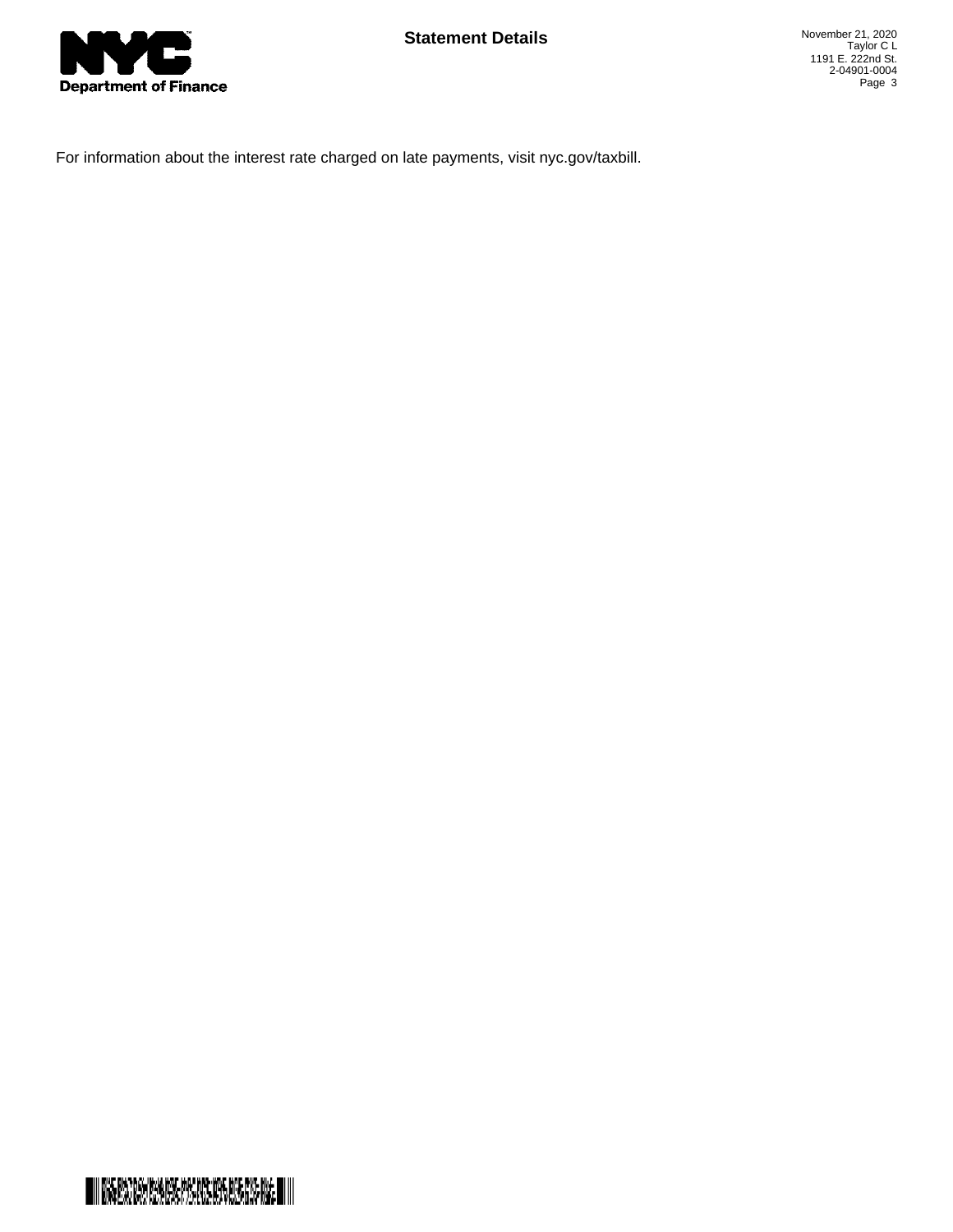# Statement Details

November 21, 2020
Taylor C L
1191 E. 222nd St.
2-04901-0004

For information about the interest rate charged on late payments, visit nyc.gov/taxbill.